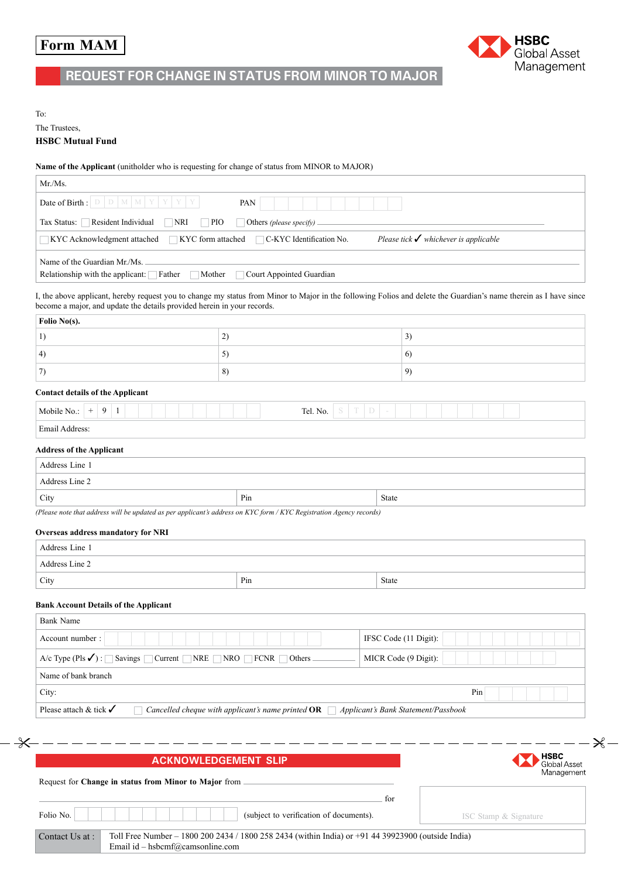**Form MAM**

**HSBC Global Asset Management**

# REQUEST FOR CHANGE IN STATUS FROM MINOR TO MAJOR

To:

The Trustees,

**HSBC Mutual Fund**

**Name of the Applicant** (unitholder who is requesting for change of status from MINOR to MAJOR)

| |
|---|
| Mr./Ms. |
| Date of Birth : D D M M Y Y Y Y &nbsp;&nbsp;&nbsp; PAN |
| Tax Status: ☐ Resident Individual ☐ NRI ☐ PIO ☐ Others *(please specify)* |
| ☐ KYC Acknowledgment attached ☐ KYC form attached ☐ C-KYC Identification No. &nbsp;&nbsp; *Please tick ✓ whichever is applicable* |
| Name of the Guardian Mr./Ms. <br> Relationship with the applicant: ☐ Father ☐ Mother ☐ Court Appointed Guardian |

I, the above applicant, hereby request you to change my status from Minor to Major in the following Folios and delete the Guardian's name therein as I have since become a major, and update the details provided herein in your records.

| **Folio No(s).** | | |
|---|---|---|
| 1) | 2) | 3) |
| 4) | 5) | 6) |
| 7) | 8) | 9) |

**Contact details of the Applicant**

| | |
|---|---|
| Mobile No.: + 9 1 | Tel. No. S T D - |
| Email Address: | |

**Address of the Applicant**

| | | |
|---|---|---|
| Address Line 1 | | |
| Address Line 2 | | |
| City | Pin | State |

*(Please note that address will be updated as per applicant's address on KYC form / KYC Registration Agency records)*

**Overseas address mandatory for NRI**

| | | |
|---|---|---|
| Address Line 1 | | |
| Address Line 2 | | |
| City | Pin | State |

**Bank Account Details of the Applicant**

| | |
|---|---|
| Bank Name | |
| Account number : | IFSC Code (11 Digit): |
| A/c Type (Pls ✓) : ☐ Savings ☐ Current ☐ NRE ☐ NRO ☐ FCNR ☐ Others | MICR Code (9 Digit): |
| Name of bank branch | |
| City: | Pin |
| Please attach & tick ✓ ☐ *Cancelled cheque with applicant's name printed* **OR** ☐ *Applicant's Bank Statement/Passbook* | |

---

## ACKNOWLEDGEMENT SLIP

**HSBC Global Asset Management**

Request for **Change in status from Minor to Major** from ______________________________ for

Folio No. ______________ (subject to verification of documents).

ISC Stamp & Signature

| Contact Us at : | Toll Free Number – 1800 200 2434 / 1800 258 2434 (within India) or +91 44 39923900 (outside India) <br> Email id – hsbcmf@camsonline.com |
|---|---|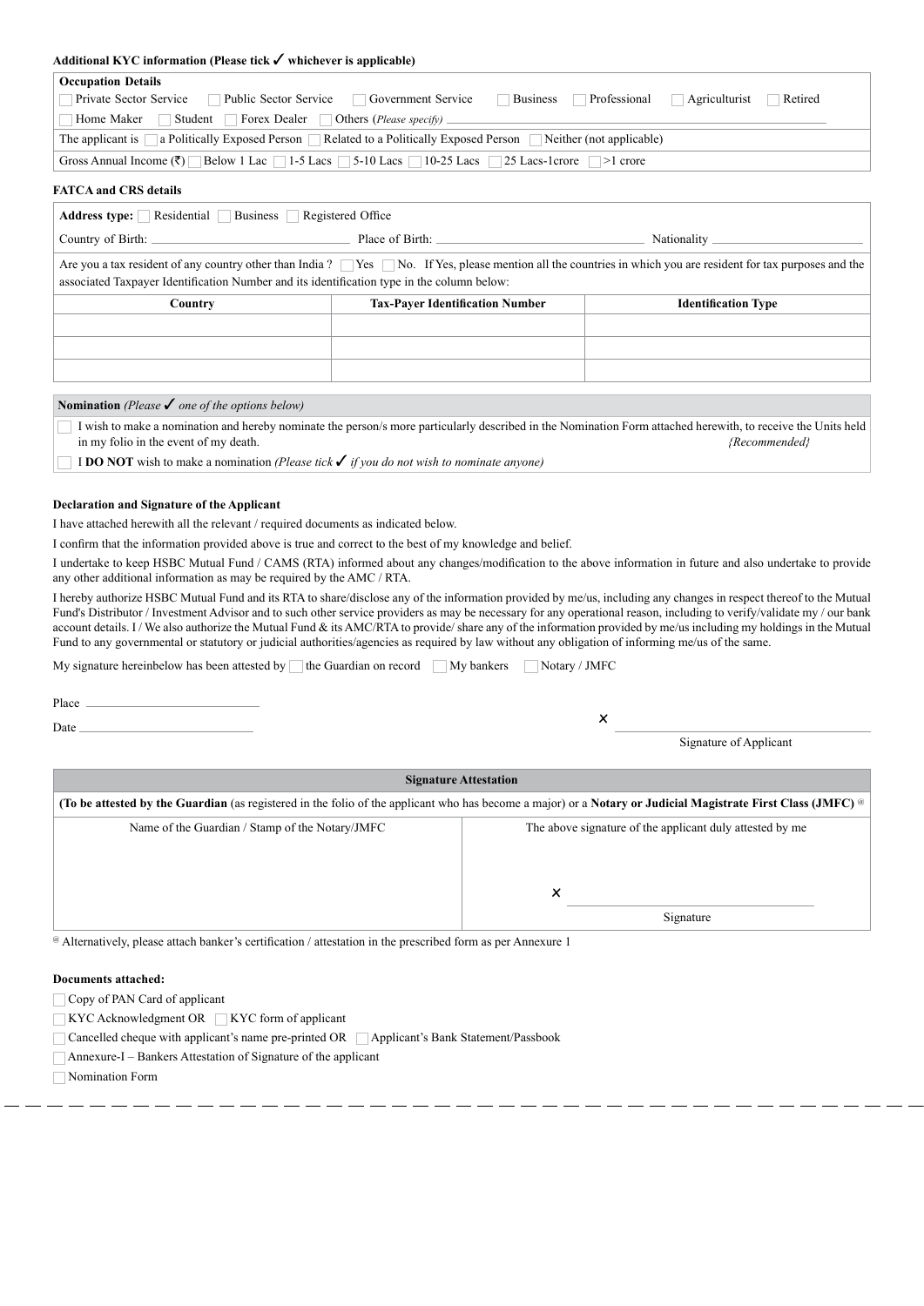**Additional KYC information (Please tick ✓ whichever is applicable)**

| **Occupation Details** |
|---|
| ☐ Private Sector Service ☐ Public Sector Service ☐ Government Service ☐ Business ☐ Professional ☐ Agriculturist ☐ Retired |
| ☐ Home Maker ☐ Student ☐ Forex Dealer ☐ Others (*Please specify*) ______________________ |
| The applicant is ☐ a Politically Exposed Person ☐ Related to a Politically Exposed Person ☐ Neither (not applicable) |
| Gross Annual Income (₹) ☐ Below 1 Lac ☐ 1-5 Lacs ☐ 5-10 Lacs ☐ 10-25 Lacs ☐ 25 Lacs-1crore ☐ >1 crore |

**FATCA and CRS details**

**Address type:** ☐ Residential ☐ Business ☐ Registered Office

Country of Birth: ______________________ Place of Birth: ______________________ Nationality ______________________

Are you a tax resident of any country other than India ? ☐ Yes ☐ No. If Yes, please mention all the countries in which you are resident for tax purposes and the associated Taxpayer Identification Number and its identification type in the column below:

| Country | Tax-Payer Identification Number | Identification Type |
|---|---|---|
| | | |
| | | |
| | | |

**Nomination** *(Please ✓ one of the options below)*

☐ I wish to make a nomination and hereby nominate the person/s more particularly described in the Nomination Form attached herewith, to receive the Units held in my folio in the event of my death. *{Recommended}*

☐ I **DO NOT** wish to make a nomination *(Please tick ✓ if you do not wish to nominate anyone)*

**Declaration and Signature of the Applicant**

I have attached herewith all the relevant / required documents as indicated below.

I confirm that the information provided above is true and correct to the best of my knowledge and belief.

I undertake to keep HSBC Mutual Fund / CAMS (RTA) informed about any changes/modification to the above information in future and also undertake to provide any other additional information as may be required by the AMC / RTA.

I hereby authorize HSBC Mutual Fund and its RTA to share/disclose any of the information provided by me/us, including any changes in respect thereof to the Mutual Fund's Distributor / Investment Advisor and to such other service providers as may be necessary for any operational reason, including to verify/validate my / our bank account details. I / We also authorize the Mutual Fund & its AMC/RTA to provide/ share any of the information provided by me/us including my holdings in the Mutual Fund to any governmental or statutory or judicial authorities/agencies as required by law without any obligation of informing me/us of the same.

My signature hereinbelow has been attested by ☐ the Guardian on record ☐ My bankers ☐ Notary / JMFC

Place ______________________

Date ______________________

× ______________________
Signature of Applicant

| **Signature Attestation** | |
|---|---|
| **(To be attested by the Guardian** (as registered in the folio of the applicant who has become a major) or a **Notary or Judicial Magistrate First Class (JMFC)** @ | |
| Name of the Guardian / Stamp of the Notary/JMFC | The above signature of the applicant duly attested by me<br><br>× ______________________<br>Signature |

@ Alternatively, please attach banker's certification / attestation in the prescribed form as per Annexure 1

**Documents attached:**

☐ Copy of PAN Card of applicant

☐ KYC Acknowledgment OR ☐ KYC form of applicant

☐ Cancelled cheque with applicant's name pre-printed OR ☐ Applicant's Bank Statement/Passbook

☐ Annexure-I – Bankers Attestation of Signature of the applicant

☐ Nomination Form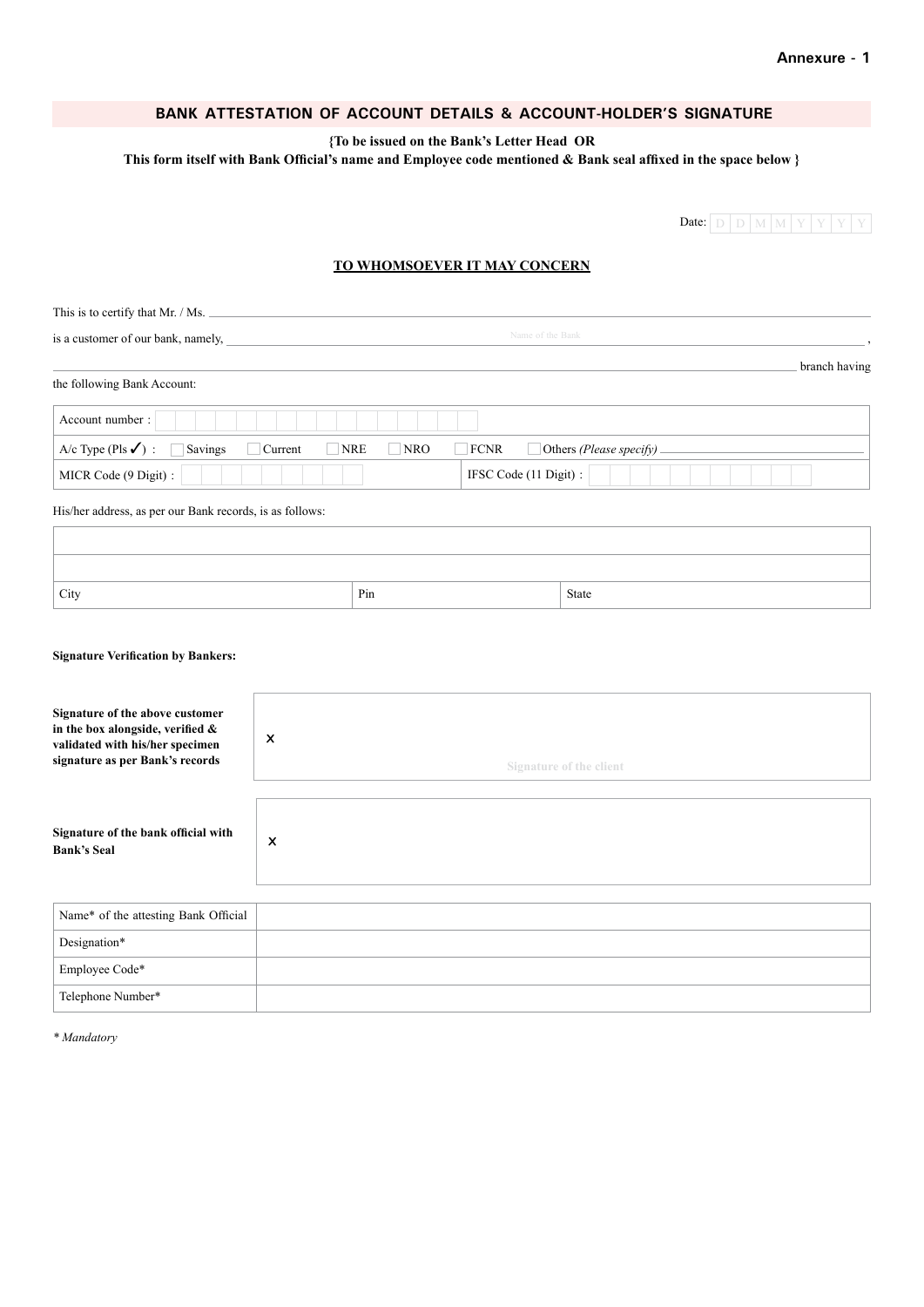Annexure - 1

## BANK ATTESTATION OF ACCOUNT DETAILS & ACCOUNT-HOLDER'S SIGNATURE

**{To be issued on the Bank's Letter Head OR**
**This form itself with Bank Official's name and Employee code mentioned & Bank seal affixed in the space below }**

Date: D D M M Y Y Y Y

**TO WHOMSOEVER IT MAY CONCERN**

This is to certify that Mr. / Ms. ____________________________________________

is a customer of our bank, namely, ______________ Name of the Bank ______________ ,

____________________________________________ branch having

the following Bank Account:

| Account number : | | | |
|---|---|---|---|
| A/c Type (Pls ✓) : ☐ Savings ☐ Current ☐ NRE ☐ NRO | ☐ FCNR ☐ Others *(Please specify)* ____________ | | |
| MICR Code (9 Digit) : | IFSC Code (11 Digit) : | | |

His/her address, as per our Bank records, is as follows:

| | | |
|---|---|---|
| | | |
| | | |
| City | Pin | State |

**Signature Verification by Bankers:**

| | |
|---|---|
| **Signature of the above customer in the box alongside, verified & validated with his/her specimen signature as per Bank's records** | x<br>Signature of the client |
| **Signature of the bank official with Bank's Seal** | x |

| | |
|---|---|
| Name* of the attesting Bank Official | |
| Designation* | |
| Employee Code* | |
| Telephone Number* | |

*\* Mandatory*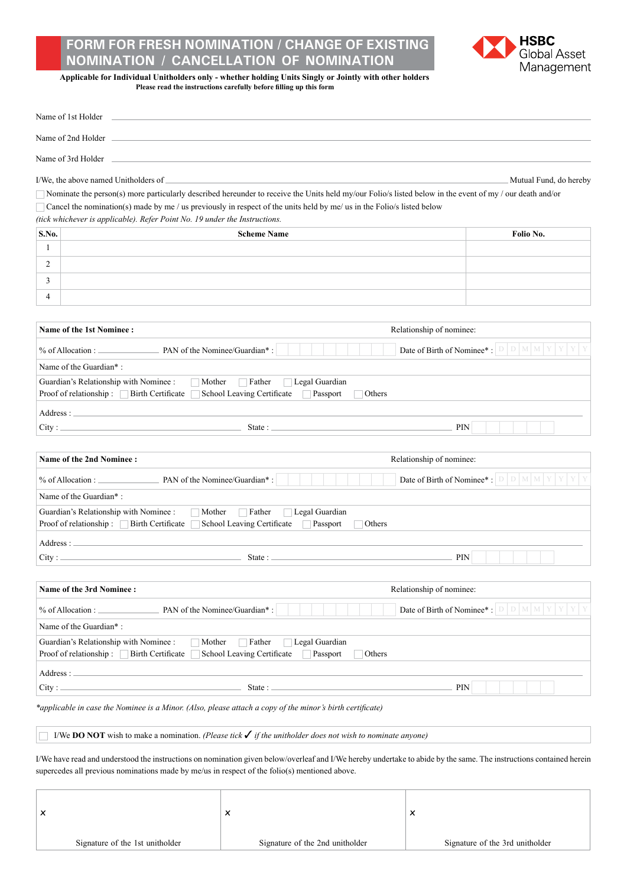# FORM FOR FRESH NOMINATION / CHANGE OF EXISTING NOMINATION / CANCELLATION OF NOMINATION

HSBC Global Asset Management

**Applicable for Individual Unitholders only - whether holding Units Singly or Jointly with other holders**
**Please read the instructions carefully before filling up this form**

Name of 1st Holder ______________________________

Name of 2nd Holder ______________________________

Name of 3rd Holder ______________________________

I/We, the above named Unitholders of ______________________________ Mutual Fund, do hereby

☐ Nominate the person(s) more particularly described hereunder to receive the Units held my/our Folio/s listed below in the event of my / our death and/or

☐ Cancel the nomination(s) made by me / us previously in respect of the units held by me/ us in the Folio/s listed below

*(tick whichever is applicable). Refer Point No. 19 under the Instructions.*

| S.No. | Scheme Name | Folio No. |
|---|---|---|
| 1 | | |
| 2 | | |
| 3 | | |
| 4 | | |

**Name of the 1st Nominee :** Relationship of nominee:

% of Allocation : __________ PAN of the Nominee/Guardian* : ☐☐☐☐☐☐☐☐☐☐ Date of Birth of Nominee* : D D M M Y Y Y Y

Name of the Guardian* :

Guardian's Relationship with Nominee : ☐ Mother ☐ Father ☐ Legal Guardian

Proof of relationship : ☐ Birth Certificate ☐ School Leaving Certificate ☐ Passport ☐ Others

Address : ______________________________

City : __________ State : __________ PIN ☐☐☐☐☐☐

**Name of the 2nd Nominee :** Relationship of nominee:

% of Allocation : __________ PAN of the Nominee/Guardian* : ☐☐☐☐☐☐☐☐☐☐ Date of Birth of Nominee* : D D M M Y Y Y Y

Name of the Guardian* :

Guardian's Relationship with Nominee : ☐ Mother ☐ Father ☐ Legal Guardian

Proof of relationship : ☐ Birth Certificate ☐ School Leaving Certificate ☐ Passport ☐ Others

Address : ______________________________

City : __________ State : __________ PIN ☐☐☐☐☐☐

**Name of the 3rd Nominee :** Relationship of nominee:

% of Allocation : __________ PAN of the Nominee/Guardian* : ☐☐☐☐☐☐☐☐☐☐ Date of Birth of Nominee* : D D M M Y Y Y Y

Name of the Guardian* :

Guardian's Relationship with Nominee : ☐ Mother ☐ Father ☐ Legal Guardian

Proof of relationship : ☐ Birth Certificate ☐ School Leaving Certificate ☐ Passport ☐ Others

Address : ______________________________

City : __________ State : __________ PIN ☐☐☐☐☐☐

*\*applicable in case the Nominee is a Minor. (Also, please attach a copy of the minor's birth certificate)*

☐ I/We **DO NOT** wish to make a nomination. *(Please tick ✓ if the unitholder does not wish to nominate anyone)*

I/We have read and understood the instructions on nomination given below/overleaf and I/We hereby undertake to abide by the same. The instructions contained herein supercedes all previous nominations made by me/us in respect of the folio(s) mentioned above.

| × | × | × |
|---|---|---|
| Signature of the 1st unitholder | Signature of the 2nd unitholder | Signature of the 3rd unitholder |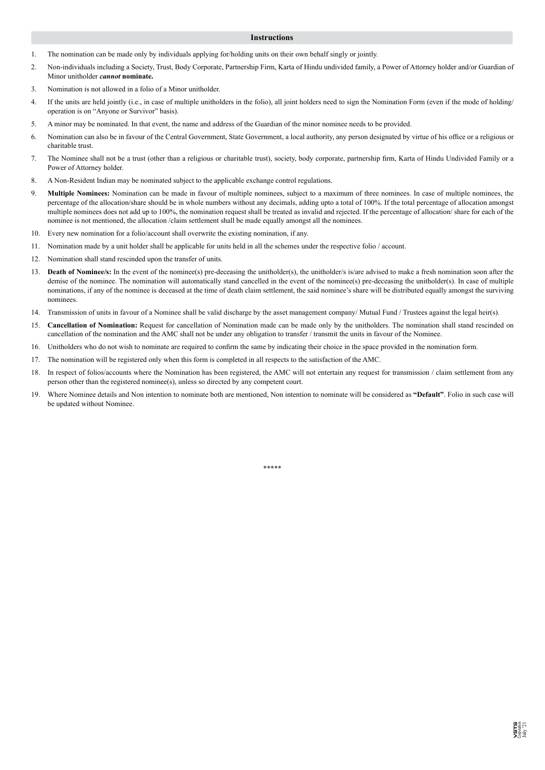## Instructions

1. The nomination can be made only by individuals applying for/holding units on their own behalf singly or jointly.
2. Non-individuals including a Society, Trust, Body Corporate, Partnership Firm, Karta of Hindu undivided family, a Power of Attorney holder and/or Guardian of Minor unitholder ***cannot*** **nominate.**
3. Nomination is not allowed in a folio of a Minor unitholder.
4. If the units are held jointly (i.e., in case of multiple unitholders in the folio), all joint holders need to sign the Nomination Form (even if the mode of holding/ operation is on "Anyone or Survivor" basis).
5. A minor may be nominated. In that event, the name and address of the Guardian of the minor nominee needs to be provided.
6. Nomination can also be in favour of the Central Government, State Government, a local authority, any person designated by virtue of his office or a religious or charitable trust.
7. The Nominee shall not be a trust (other than a religious or charitable trust), society, body corporate, partnership firm, Karta of Hindu Undivided Family or a Power of Attorney holder.
8. A Non-Resident Indian may be nominated subject to the applicable exchange control regulations.
9. **Multiple Nominees:** Nomination can be made in favour of multiple nominees, subject to a maximum of three nominees. In case of multiple nominees, the percentage of the allocation/share should be in whole numbers without any decimals, adding upto a total of 100%. If the total percentage of allocation amongst multiple nominees does not add up to 100%, the nomination request shall be treated as invalid and rejected. If the percentage of allocation/ share for each of the nominee is not mentioned, the allocation /claim settlement shall be made equally amongst all the nominees.
10. Every new nomination for a folio/account shall overwrite the existing nomination, if any.
11. Nomination made by a unit holder shall be applicable for units held in all the schemes under the respective folio / account.
12. Nomination shall stand rescinded upon the transfer of units.
13. **Death of Nominee/s:** In the event of the nominee(s) pre-deceasing the unitholder(s), the unitholder/s is/are advised to make a fresh nomination soon after the demise of the nominee. The nomination will automatically stand cancelled in the event of the nominee(s) pre-deceasing the unitholder(s). In case of multiple nominations, if any of the nominee is deceased at the time of death claim settlement, the said nominee's share will be distributed equally amongst the surviving nominees.
14. Transmission of units in favour of a Nominee shall be valid discharge by the asset management company/ Mutual Fund / Trustees against the legal heir(s).
15. **Cancellation of Nomination:** Request for cancellation of Nomination made can be made only by the unitholders. The nomination shall stand rescinded on cancellation of the nomination and the AMC shall not be under any obligation to transfer / transmit the units in favour of the Nominee.
16. Unitholders who do not wish to nominate are required to confirm the same by indicating their choice in the space provided in the nomination form.
17. The nomination will be registered only when this form is completed in all respects to the satisfaction of the AMC.
18. In respect of folios/accounts where the Nomination has been registered, the AMC will not entertain any request for transmission / claim settlement from any person other than the registered nominee(s), unless so directed by any competent court.
19. Where Nominee details and Non intention to nominate both are mentioned, Non intention to nominate will be considered as **"Default"**. Folio in such case will be updated without Nominee.

*****